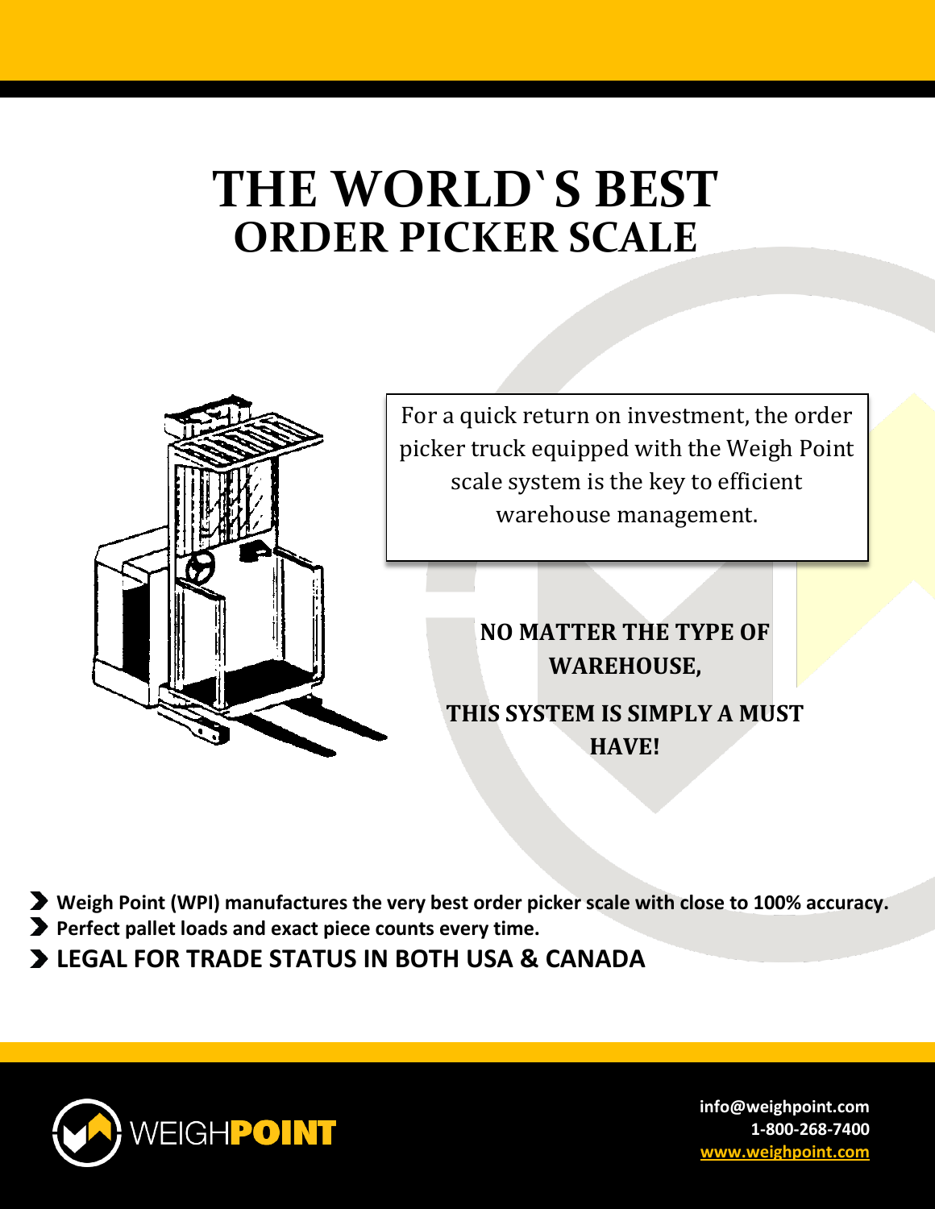# THE WORLD`S BEST
## ORDER PICKER SCALE

For a quick return on investment, the order picker truck equipped with the Weigh Point scale system is the key to efficient warehouse management.

**NO MATTER THE TYPE OF WAREHOUSE,**

**THIS SYSTEM IS SIMPLY A MUST HAVE!**

- **Weigh Point (WPI) manufactures the very best order picker scale with close to 100% accuracy.**
- **Perfect pallet loads and exact piece counts every time.**
- **LEGAL FOR TRADE STATUS IN BOTH USA & CANADA**

WEIGHPOINT

info@weighpoint.com
1-800-268-7400
www.weighpoint.com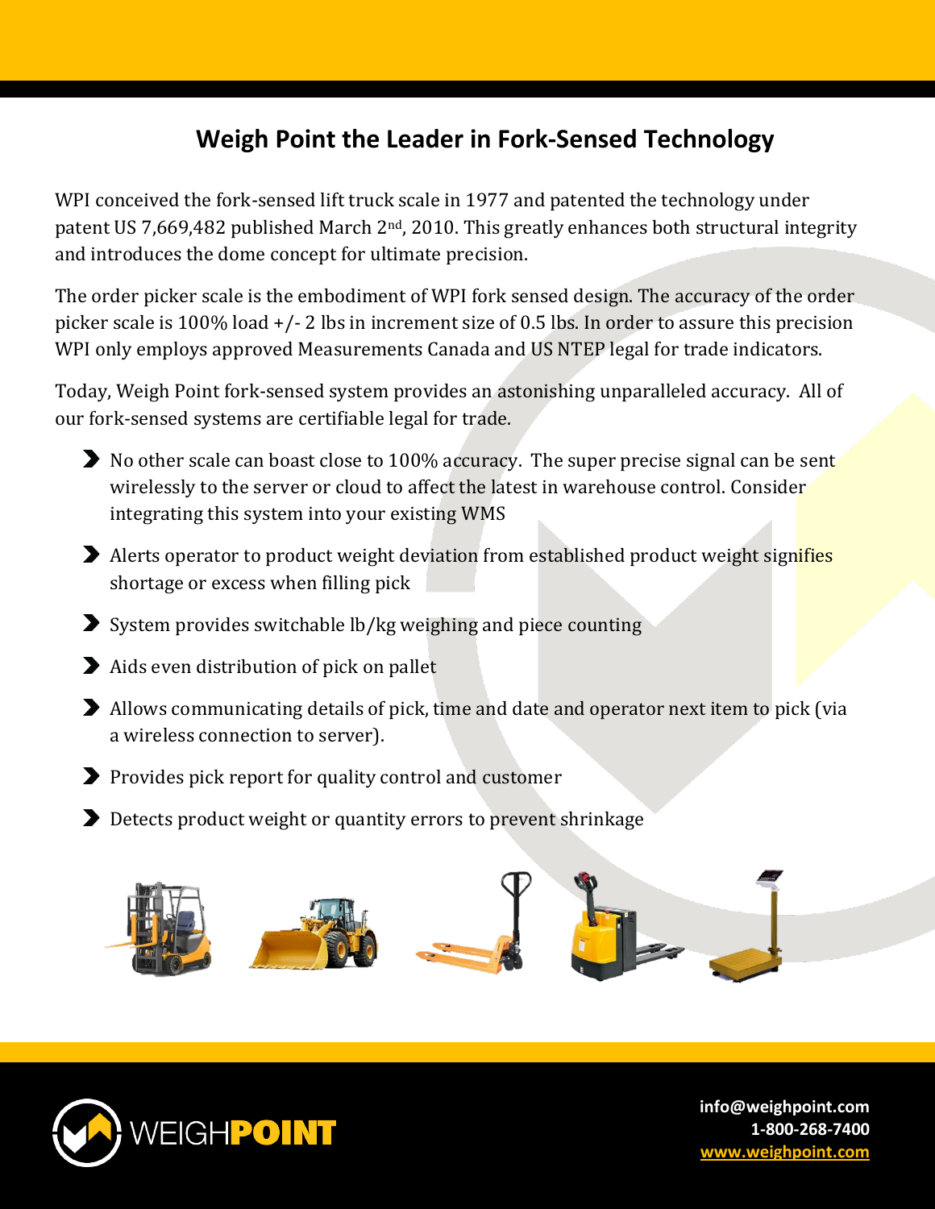# Weigh Point the Leader in Fork-Sensed Technology

WPI conceived the fork-sensed lift truck scale in 1977 and patented the technology under patent US 7,669,482 published March 2nd, 2010. This greatly enhances both structural integrity and introduces the dome concept for ultimate precision.

The order picker scale is the embodiment of WPI fork sensed design. The accuracy of the order picker scale is 100% load +/- 2 lbs in increment size of 0.5 lbs. In order to assure this precision WPI only employs approved Measurements Canada and US NTEP legal for trade indicators.

Today, Weigh Point fork-sensed system provides an astonishing unparalleled accuracy. All of our fork-sensed systems are certifiable legal for trade.

- No other scale can boast close to 100% accuracy. The super precise signal can be sent wirelessly to the server or cloud to affect the latest in warehouse control. Consider integrating this system into your existing WMS
- Alerts operator to product weight deviation from established product weight signifies shortage or excess when filling pick
- System provides switchable lb/kg weighing and piece counting
- Aids even distribution of pick on pallet
- Allows communicating details of pick, time and date and operator next item to pick (via a wireless connection to server).
- Provides pick report for quality control and customer
- Detects product weight or quantity errors to prevent shrinkage

WEIGHPOINT

info@weighpoint.com
1-800-268-7400
www.weighpoint.com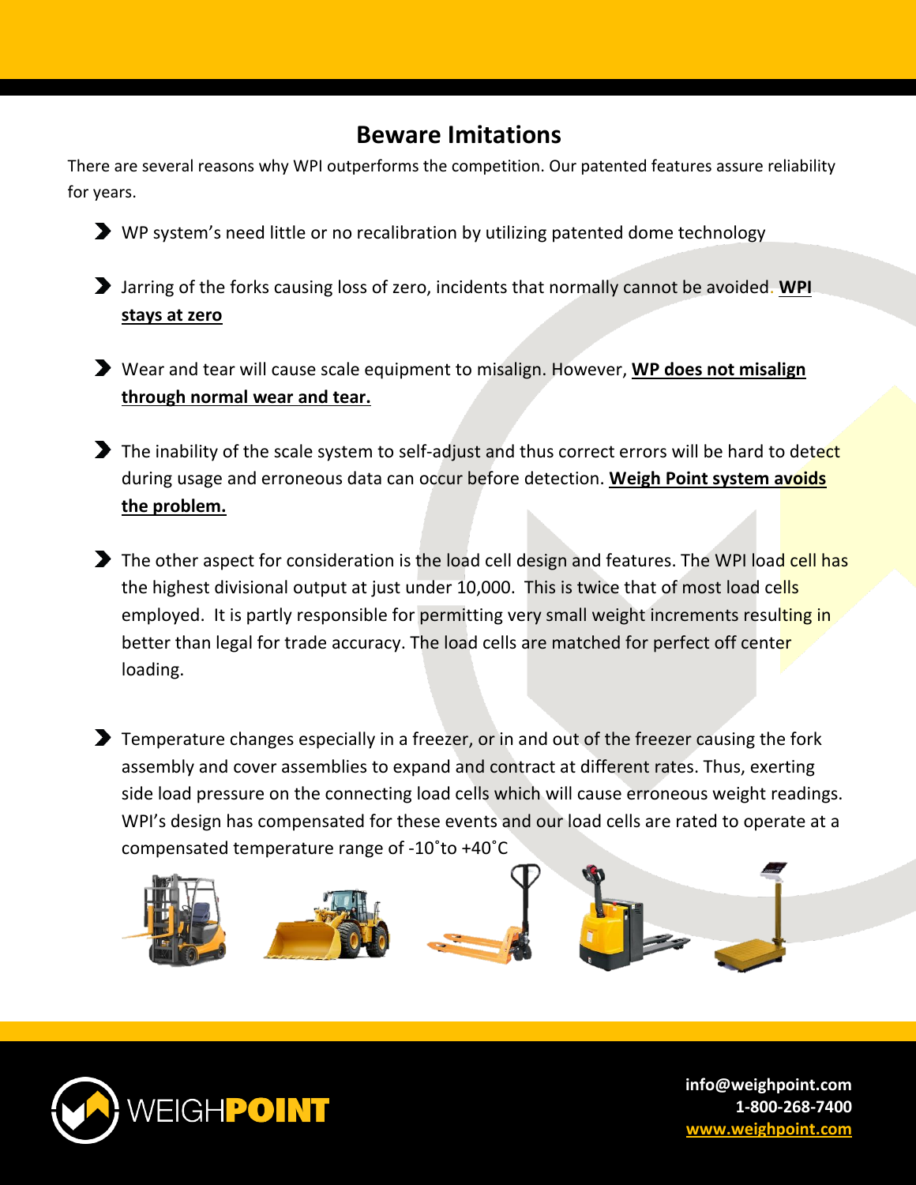## Beware Imitations

There are several reasons why WPI outperforms the competition. Our patented features assure reliability for years.

- WP system's need little or no recalibration by utilizing patented dome technology
- Jarring of the forks causing loss of zero, incidents that normally cannot be avoided. **WPI stays at zero**
- Wear and tear will cause scale equipment to misalign. However, **WP does not misalign through normal wear and tear.**
- The inability of the scale system to self-adjust and thus correct errors will be hard to detect during usage and erroneous data can occur before detection. **Weigh Point system avoids the problem.**
- The other aspect for consideration is the load cell design and features. The WPI load cell has the highest divisional output at just under 10,000. This is twice that of most load cells employed. It is partly responsible for permitting very small weight increments resulting in better than legal for trade accuracy. The load cells are matched for perfect off center loading.
- Temperature changes especially in a freezer, or in and out of the freezer causing the fork assembly and cover assemblies to expand and contract at different rates. Thus, exerting side load pressure on the connecting load cells which will cause erroneous weight readings. WPI's design has compensated for these events and our load cells are rated to operate at a compensated temperature range of -10˚to +40˚C

info@weighpoint.com
1-800-268-7400
www.weighpoint.com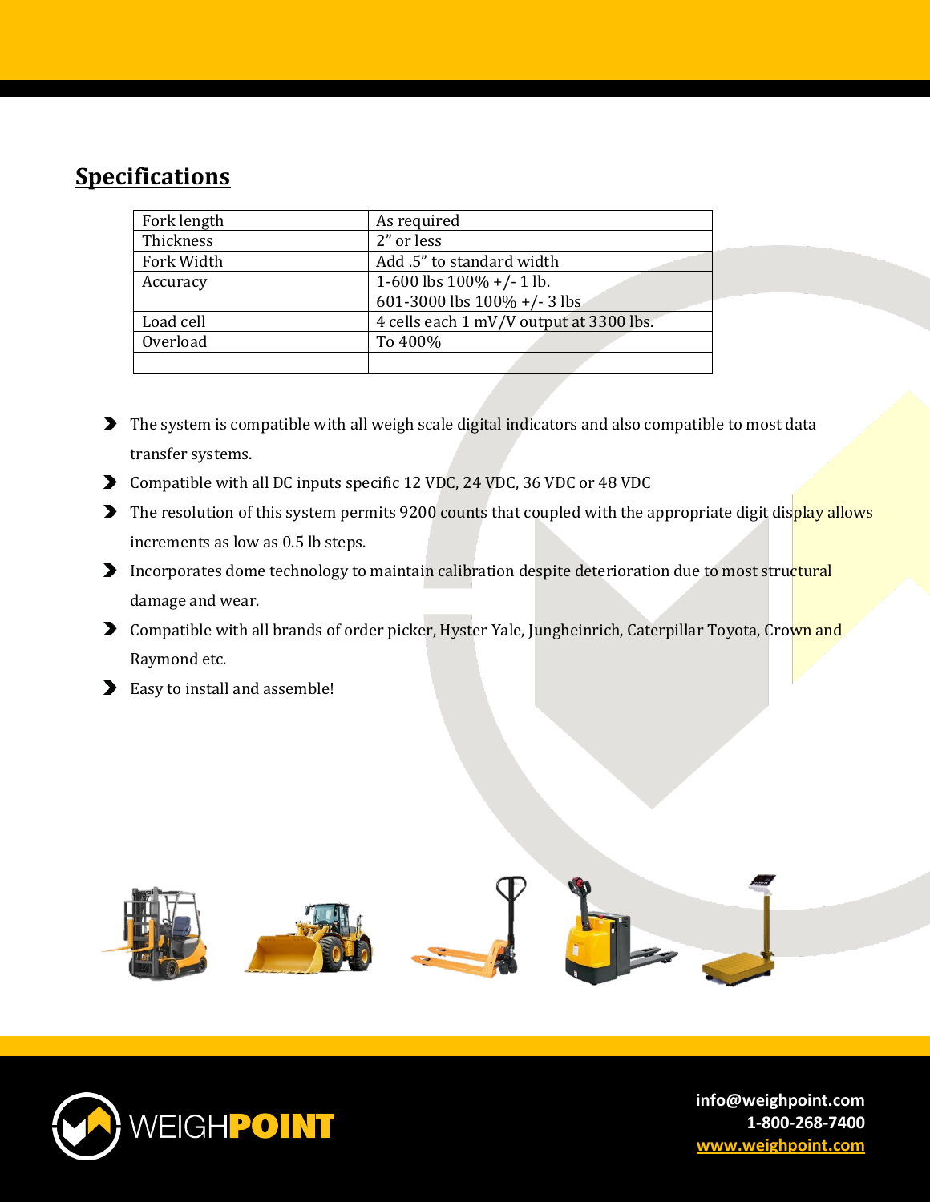## Specifications

| | |
|---|---|
| Fork length | As required |
| Thickness | 2” or less |
| Fork Width | Add .5” to standard width |
| Accuracy | 1-600 lbs 100% +/- 1 lb.<br>601-3000 lbs 100% +/- 3 lbs |
| Load cell | 4 cells each 1 mV/V output at 3300 lbs. |
| Overload | To 400% |
| | |

- The system is compatible with all weigh scale digital indicators and also compatible to most data transfer systems.
- Compatible with all DC inputs specific 12 VDC, 24 VDC, 36 VDC or 48 VDC
- The resolution of this system permits 9200 counts that coupled with the appropriate digit display allows increments as low as 0.5 lb steps.
- Incorporates dome technology to maintain calibration despite deterioration due to most structural damage and wear.
- Compatible with all brands of order picker, Hyster Yale, Jungheinrich, Caterpillar Toyota, Crown and Raymond etc.
- Easy to install and assemble!

WEIGHPOINT

info@weighpoint.com
1-800-268-7400
www.weighpoint.com